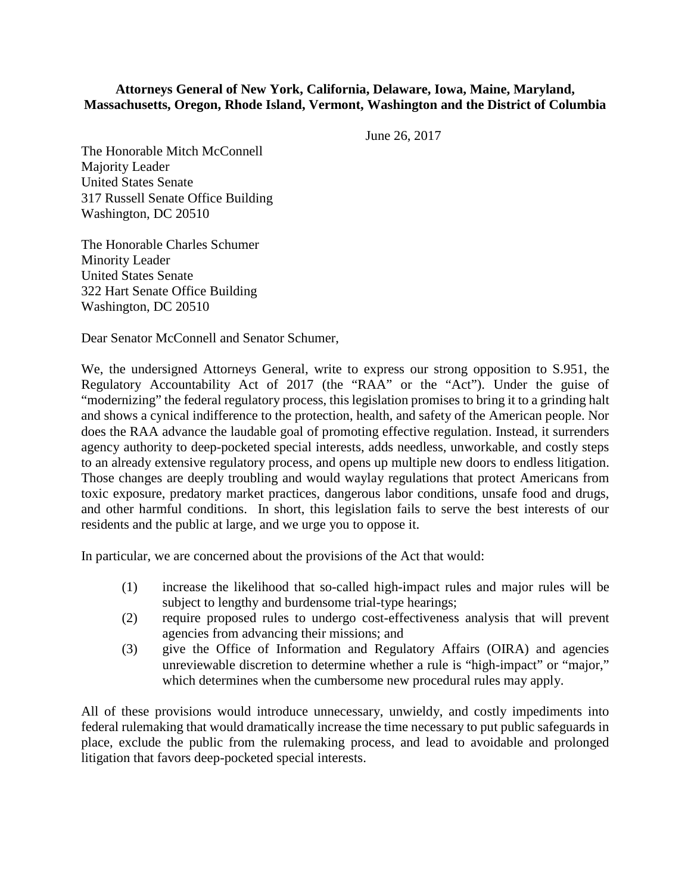**Attorneys General of New York, California, Delaware, Iowa, Maine, Maryland, Massachusetts, Oregon, Rhode Island, Vermont, Washington and the District of Columbia**

June 26, 2017

The Honorable Mitch McConnell
Majority Leader
United States Senate
317 Russell Senate Office Building
Washington, DC 20510

The Honorable Charles Schumer
Minority Leader
United States Senate
322 Hart Senate Office Building
Washington, DC 20510

Dear Senator McConnell and Senator Schumer,

We, the undersigned Attorneys General, write to express our strong opposition to S.951, the Regulatory Accountability Act of 2017 (the "RAA" or the "Act"). Under the guise of "modernizing" the federal regulatory process, this legislation promises to bring it to a grinding halt and shows a cynical indifference to the protection, health, and safety of the American people. Nor does the RAA advance the laudable goal of promoting effective regulation. Instead, it surrenders agency authority to deep-pocketed special interests, adds needless, unworkable, and costly steps to an already extensive regulatory process, and opens up multiple new doors to endless litigation. Those changes are deeply troubling and would waylay regulations that protect Americans from toxic exposure, predatory market practices, dangerous labor conditions, unsafe food and drugs, and other harmful conditions. In short, this legislation fails to serve the best interests of our residents and the public at large, and we urge you to oppose it.

In particular, we are concerned about the provisions of the Act that would:

(1) increase the likelihood that so-called high-impact rules and major rules will be subject to lengthy and burdensome trial-type hearings;
(2) require proposed rules to undergo cost-effectiveness analysis that will prevent agencies from advancing their missions; and
(3) give the Office of Information and Regulatory Affairs (OIRA) and agencies unreviewable discretion to determine whether a rule is "high-impact" or "major," which determines when the cumbersome new procedural rules may apply.

All of these provisions would introduce unnecessary, unwieldy, and costly impediments into federal rulemaking that would dramatically increase the time necessary to put public safeguards in place, exclude the public from the rulemaking process, and lead to avoidable and prolonged litigation that favors deep-pocketed special interests.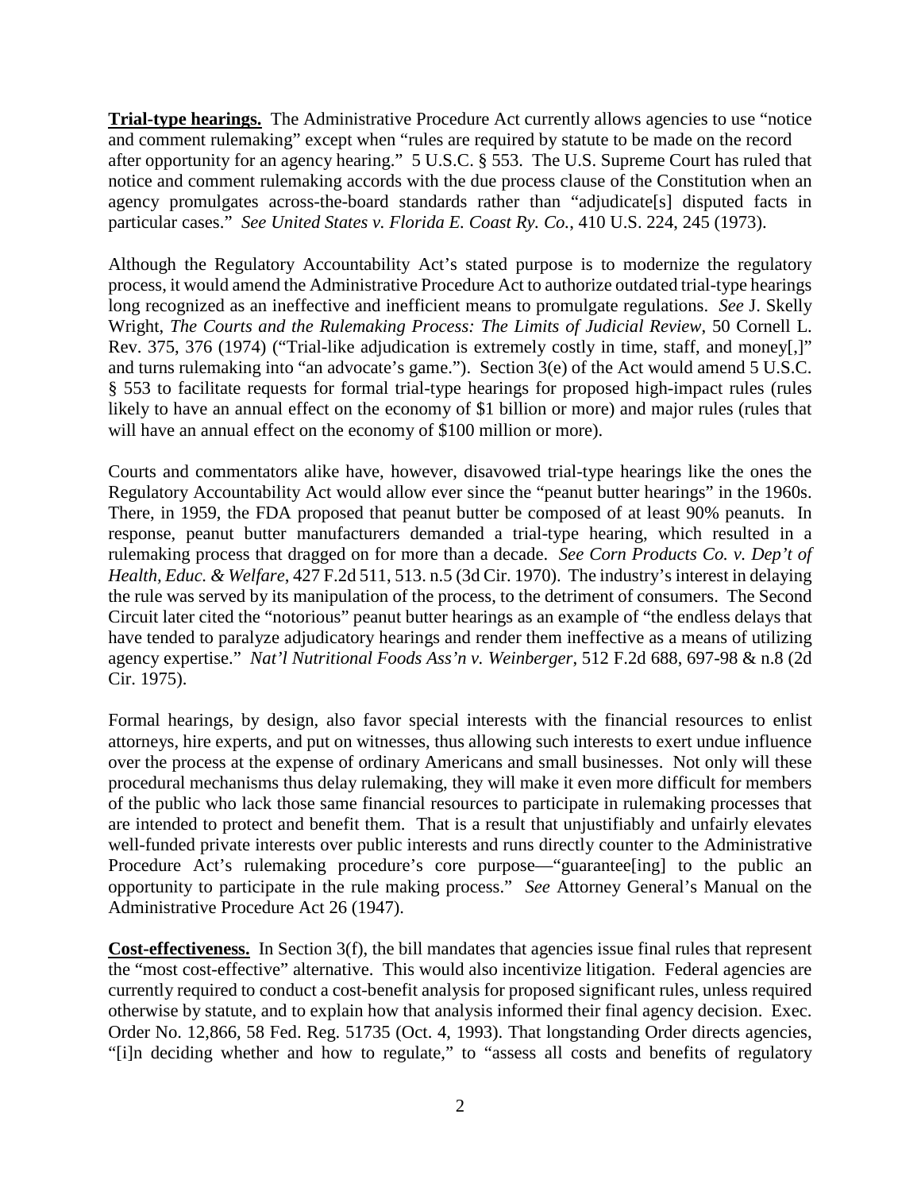**Trial-type hearings.** The Administrative Procedure Act currently allows agencies to use "notice and comment rulemaking" except when "rules are required by statute to be made on the record after opportunity for an agency hearing." 5 U.S.C. § 553. The U.S. Supreme Court has ruled that notice and comment rulemaking accords with the due process clause of the Constitution when an agency promulgates across-the-board standards rather than "adjudicate[s] disputed facts in particular cases." *See United States v. Florida E. Coast Ry. Co.*, 410 U.S. 224, 245 (1973).

Although the Regulatory Accountability Act's stated purpose is to modernize the regulatory process, it would amend the Administrative Procedure Act to authorize outdated trial-type hearings long recognized as an ineffective and inefficient means to promulgate regulations. *See* J. Skelly Wright, *The Courts and the Rulemaking Process: The Limits of Judicial Review*, 50 Cornell L. Rev. 375, 376 (1974) ("Trial-like adjudication is extremely costly in time, staff, and money[,]" and turns rulemaking into "an advocate's game."). Section 3(e) of the Act would amend 5 U.S.C. § 553 to facilitate requests for formal trial-type hearings for proposed high-impact rules (rules likely to have an annual effect on the economy of $1 billion or more) and major rules (rules that will have an annual effect on the economy of $100 million or more).

Courts and commentators alike have, however, disavowed trial-type hearings like the ones the Regulatory Accountability Act would allow ever since the "peanut butter hearings" in the 1960s. There, in 1959, the FDA proposed that peanut butter be composed of at least 90% peanuts. In response, peanut butter manufacturers demanded a trial-type hearing, which resulted in a rulemaking process that dragged on for more than a decade. *See Corn Products Co. v. Dep't of Health, Educ. & Welfare*, 427 F.2d 511, 513. n.5 (3d Cir. 1970). The industry's interest in delaying the rule was served by its manipulation of the process, to the detriment of consumers. The Second Circuit later cited the "notorious" peanut butter hearings as an example of "the endless delays that have tended to paralyze adjudicatory hearings and render them ineffective as a means of utilizing agency expertise." *Nat'l Nutritional Foods Ass'n v. Weinberger*, 512 F.2d 688, 697-98 & n.8 (2d Cir. 1975).

Formal hearings, by design, also favor special interests with the financial resources to enlist attorneys, hire experts, and put on witnesses, thus allowing such interests to exert undue influence over the process at the expense of ordinary Americans and small businesses. Not only will these procedural mechanisms thus delay rulemaking, they will make it even more difficult for members of the public who lack those same financial resources to participate in rulemaking processes that are intended to protect and benefit them. That is a result that unjustifiably and unfairly elevates well-funded private interests over public interests and runs directly counter to the Administrative Procedure Act's rulemaking procedure's core purpose—"guarantee[ing] to the public an opportunity to participate in the rule making process." *See* Attorney General's Manual on the Administrative Procedure Act 26 (1947).

**Cost-effectiveness.** In Section 3(f), the bill mandates that agencies issue final rules that represent the "most cost-effective" alternative. This would also incentivize litigation. Federal agencies are currently required to conduct a cost-benefit analysis for proposed significant rules, unless required otherwise by statute, and to explain how that analysis informed their final agency decision. Exec. Order No. 12,866, 58 Fed. Reg. 51735 (Oct. 4, 1993). That longstanding Order directs agencies, "[i]n deciding whether and how to regulate," to "assess all costs and benefits of regulatory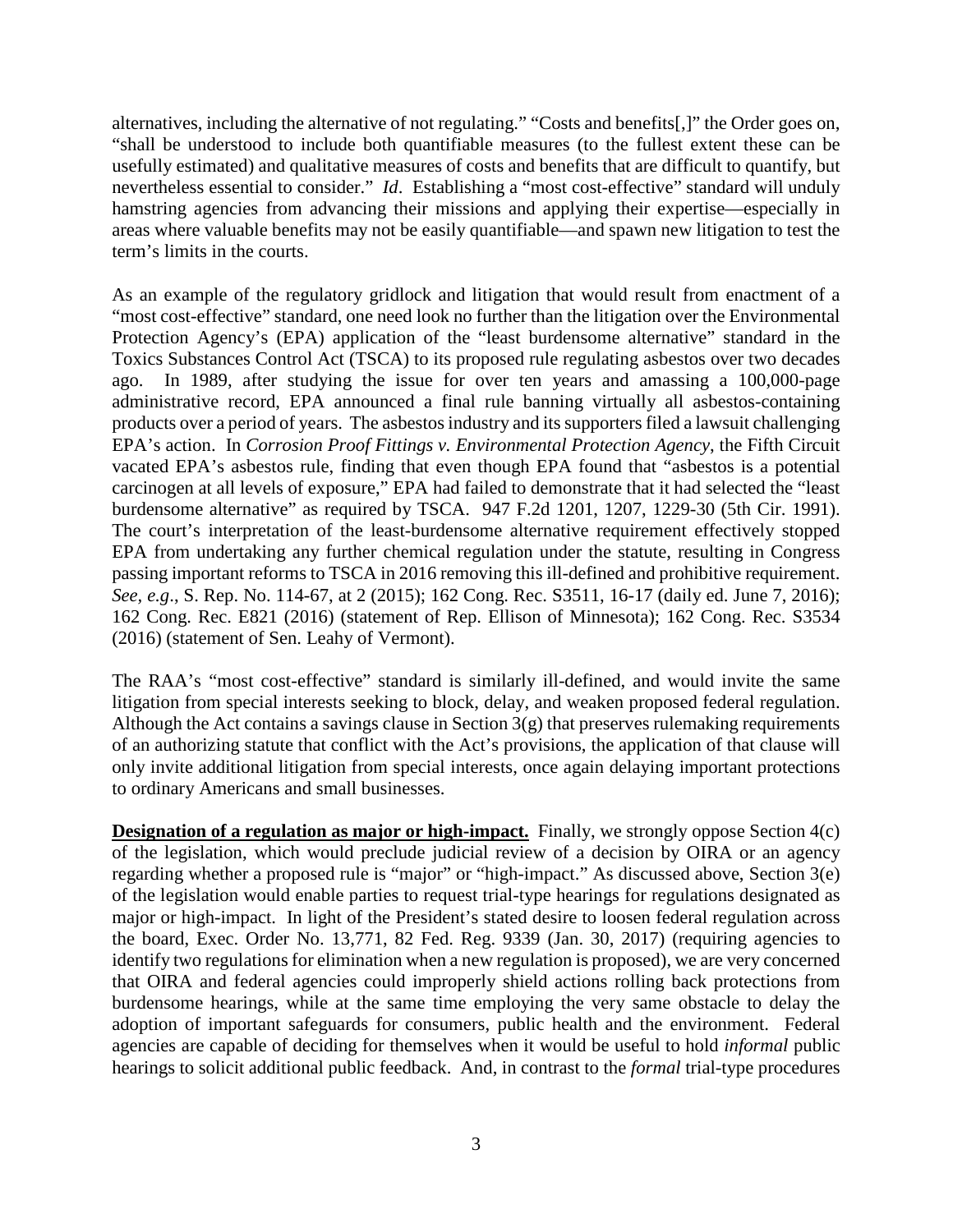alternatives, including the alternative of not regulating." "Costs and benefits[,]" the Order goes on, "shall be understood to include both quantifiable measures (to the fullest extent these can be usefully estimated) and qualitative measures of costs and benefits that are difficult to quantify, but nevertheless essential to consider." *Id*. Establishing a "most cost-effective" standard will unduly hamstring agencies from advancing their missions and applying their expertise—especially in areas where valuable benefits may not be easily quantifiable—and spawn new litigation to test the term's limits in the courts.

As an example of the regulatory gridlock and litigation that would result from enactment of a "most cost-effective" standard, one need look no further than the litigation over the Environmental Protection Agency's (EPA) application of the "least burdensome alternative" standard in the Toxics Substances Control Act (TSCA) to its proposed rule regulating asbestos over two decades ago. In 1989, after studying the issue for over ten years and amassing a 100,000-page administrative record, EPA announced a final rule banning virtually all asbestos-containing products over a period of years. The asbestos industry and its supporters filed a lawsuit challenging EPA's action. In *Corrosion Proof Fittings v. Environmental Protection Agency*, the Fifth Circuit vacated EPA's asbestos rule, finding that even though EPA found that "asbestos is a potential carcinogen at all levels of exposure," EPA had failed to demonstrate that it had selected the "least burdensome alternative" as required by TSCA. 947 F.2d 1201, 1207, 1229-30 (5th Cir. 1991). The court's interpretation of the least-burdensome alternative requirement effectively stopped EPA from undertaking any further chemical regulation under the statute, resulting in Congress passing important reforms to TSCA in 2016 removing this ill-defined and prohibitive requirement. *See, e.g*., S. Rep. No. 114-67, at 2 (2015); 162 Cong. Rec. S3511, 16-17 (daily ed. June 7, 2016); 162 Cong. Rec. E821 (2016) (statement of Rep. Ellison of Minnesota); 162 Cong. Rec. S3534 (2016) (statement of Sen. Leahy of Vermont).

The RAA's "most cost-effective" standard is similarly ill-defined, and would invite the same litigation from special interests seeking to block, delay, and weaken proposed federal regulation. Although the Act contains a savings clause in Section 3(g) that preserves rulemaking requirements of an authorizing statute that conflict with the Act's provisions, the application of that clause will only invite additional litigation from special interests, once again delaying important protections to ordinary Americans and small businesses.

**Designation of a regulation as major or high-impact.** Finally, we strongly oppose Section 4(c) of the legislation, which would preclude judicial review of a decision by OIRA or an agency regarding whether a proposed rule is "major" or "high-impact." As discussed above, Section 3(e) of the legislation would enable parties to request trial-type hearings for regulations designated as major or high-impact. In light of the President's stated desire to loosen federal regulation across the board, Exec. Order No. 13,771, 82 Fed. Reg. 9339 (Jan. 30, 2017) (requiring agencies to identify two regulations for elimination when a new regulation is proposed), we are very concerned that OIRA and federal agencies could improperly shield actions rolling back protections from burdensome hearings, while at the same time employing the very same obstacle to delay the adoption of important safeguards for consumers, public health and the environment. Federal agencies are capable of deciding for themselves when it would be useful to hold *informal* public hearings to solicit additional public feedback. And, in contrast to the *formal* trial-type procedures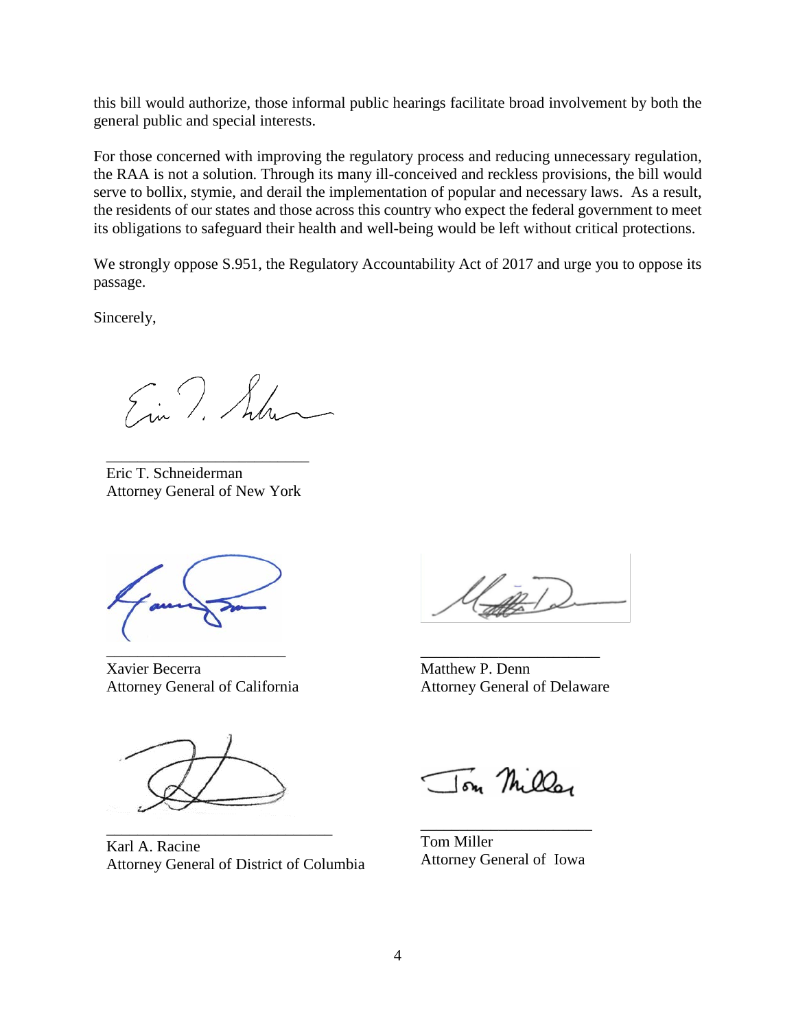this bill would authorize, those informal public hearings facilitate broad involvement by both the general public and special interests.

For those concerned with improving the regulatory process and reducing unnecessary regulation, the RAA is not a solution. Through its many ill-conceived and reckless provisions, the bill would serve to bollix, stymie, and derail the implementation of popular and necessary laws. As a result, the residents of our states and those across this country who expect the federal government to meet its obligations to safeguard their health and well-being would be left without critical protections.

We strongly oppose S.951, the Regulatory Accountability Act of 2017 and urge you to oppose its passage.

Sincerely,

Eric T. Schneiderman
Attorney General of New York

Xavier Becerra
Attorney General of California

Matthew P. Denn
Attorney General of Delaware

Karl A. Racine
Attorney General of District of Columbia

Tom Miller
Attorney General of Iowa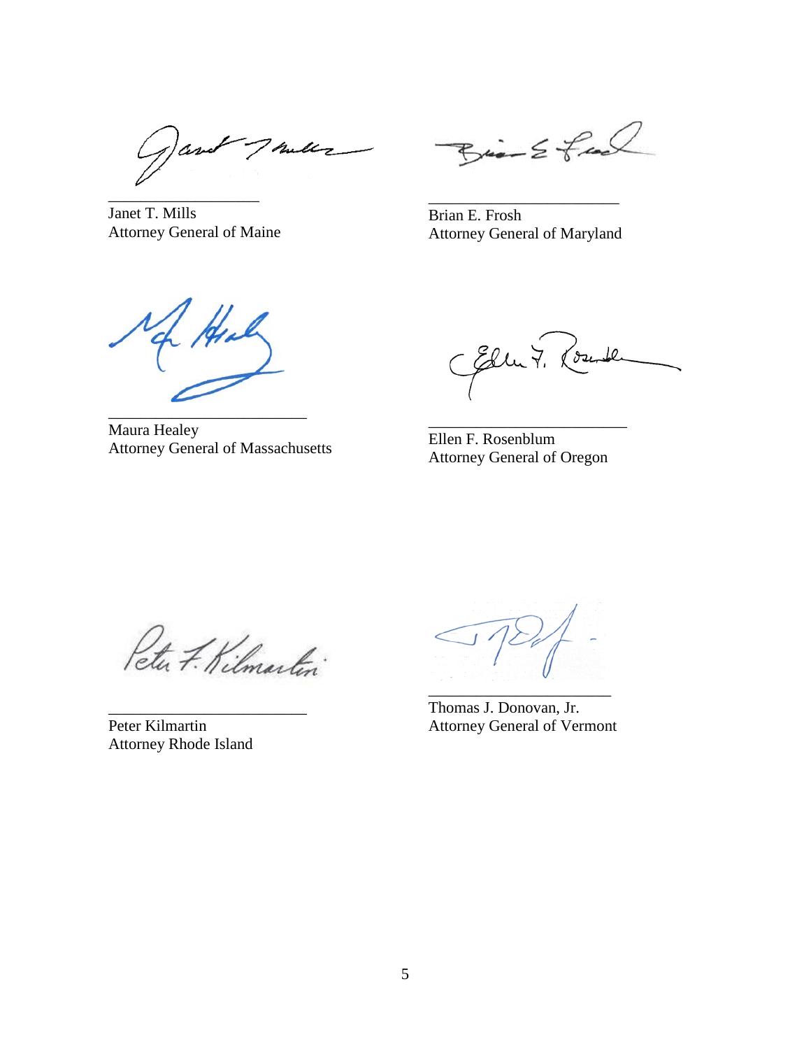Janet T. Mills
Attorney General of Maine

Brian E. Frosh
Attorney General of Maryland

Maura Healey
Attorney General of Massachusetts

Ellen F. Rosenblum
Attorney General of Oregon

Peter Kilmartin
Attorney Rhode Island

Thomas J. Donovan, Jr.
Attorney General of Vermont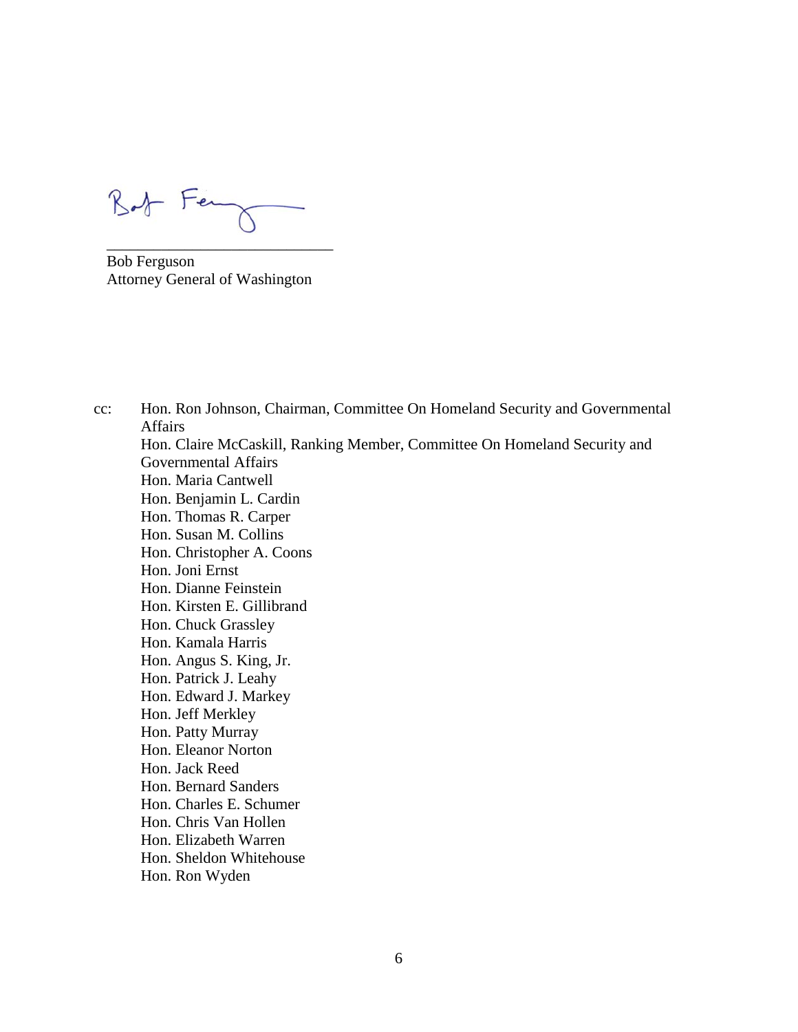Bob Ferguson
Attorney General of Washington

cc: Hon. Ron Johnson, Chairman, Committee On Homeland Security and Governmental Affairs
Hon. Claire McCaskill, Ranking Member, Committee On Homeland Security and Governmental Affairs
Hon. Maria Cantwell
Hon. Benjamin L. Cardin
Hon. Thomas R. Carper
Hon. Susan M. Collins
Hon. Christopher A. Coons
Hon. Joni Ernst
Hon. Dianne Feinstein
Hon. Kirsten E. Gillibrand
Hon. Chuck Grassley
Hon. Kamala Harris
Hon. Angus S. King, Jr.
Hon. Patrick J. Leahy
Hon. Edward J. Markey
Hon. Jeff Merkley
Hon. Patty Murray
Hon. Eleanor Norton
Hon. Jack Reed
Hon. Bernard Sanders
Hon. Charles E. Schumer
Hon. Chris Van Hollen
Hon. Elizabeth Warren
Hon. Sheldon Whitehouse
Hon. Ron Wyden